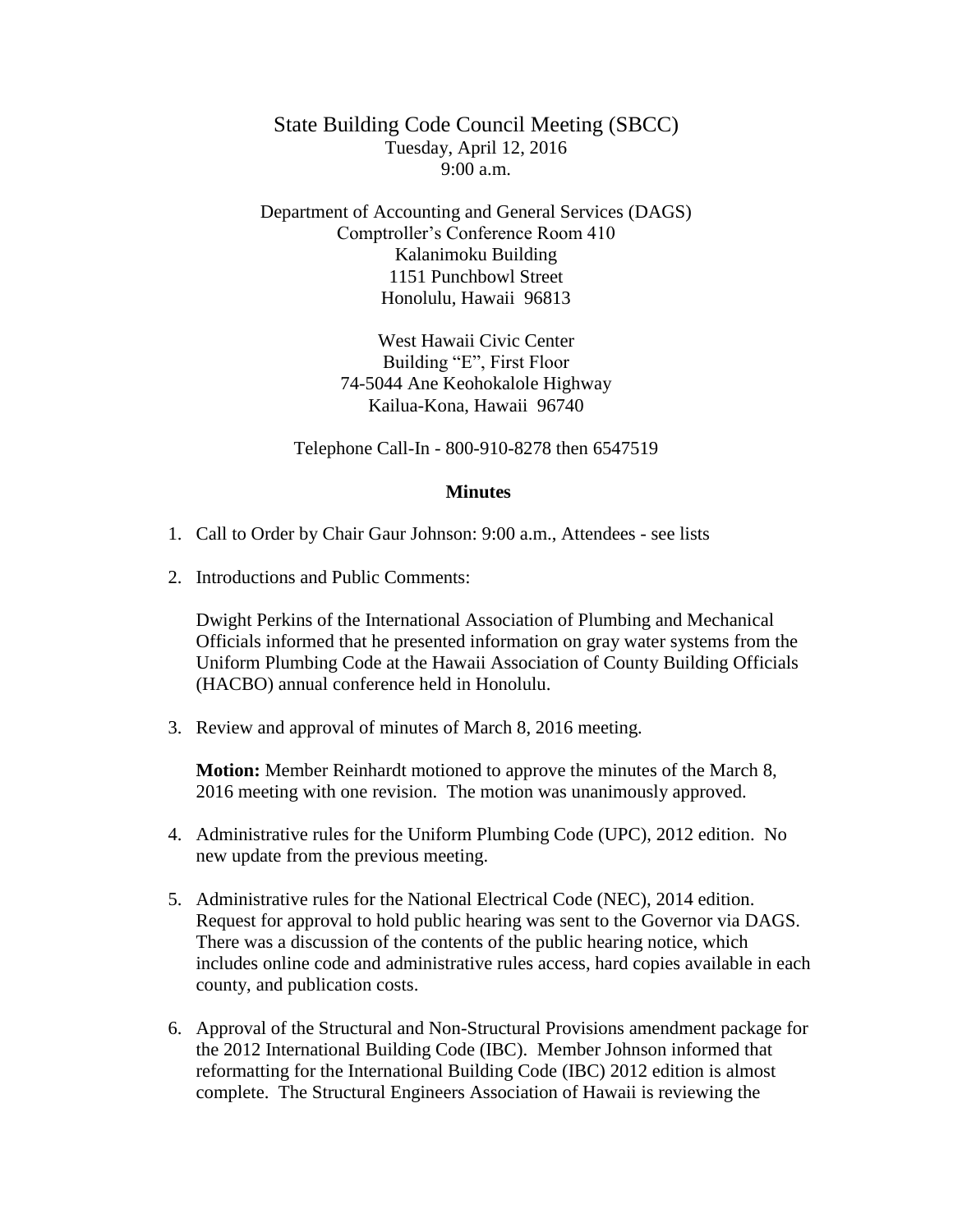# State Building Code Council Meeting (SBCC)

Tuesday, April 12, 2016
9:00 a.m.

Department of Accounting and General Services (DAGS)
Comptroller's Conference Room 410
Kalanimoku Building
1151 Punchbowl Street
Honolulu, Hawaii 96813

West Hawaii Civic Center
Building "E", First Floor
74-5044 Ane Keohokalole Highway
Kailua-Kona, Hawaii 96740

Telephone Call-In - 800-910-8278 then 6547519

## Minutes

1. Call to Order by Chair Gaur Johnson: 9:00 a.m., Attendees - see lists

2. Introductions and Public Comments:

   Dwight Perkins of the International Association of Plumbing and Mechanical Officials informed that he presented information on gray water systems from the Uniform Plumbing Code at the Hawaii Association of County Building Officials (HACBO) annual conference held in Honolulu.

3. Review and approval of minutes of March 8, 2016 meeting.

   **Motion:** Member Reinhardt motioned to approve the minutes of the March 8, 2016 meeting with one revision. The motion was unanimously approved.

4. Administrative rules for the Uniform Plumbing Code (UPC), 2012 edition. No new update from the previous meeting.

5. Administrative rules for the National Electrical Code (NEC), 2014 edition. Request for approval to hold public hearing was sent to the Governor via DAGS. There was a discussion of the contents of the public hearing notice, which includes online code and administrative rules access, hard copies available in each county, and publication costs.

6. Approval of the Structural and Non-Structural Provisions amendment package for the 2012 International Building Code (IBC). Member Johnson informed that reformatting for the International Building Code (IBC) 2012 edition is almost complete. The Structural Engineers Association of Hawaii is reviewing the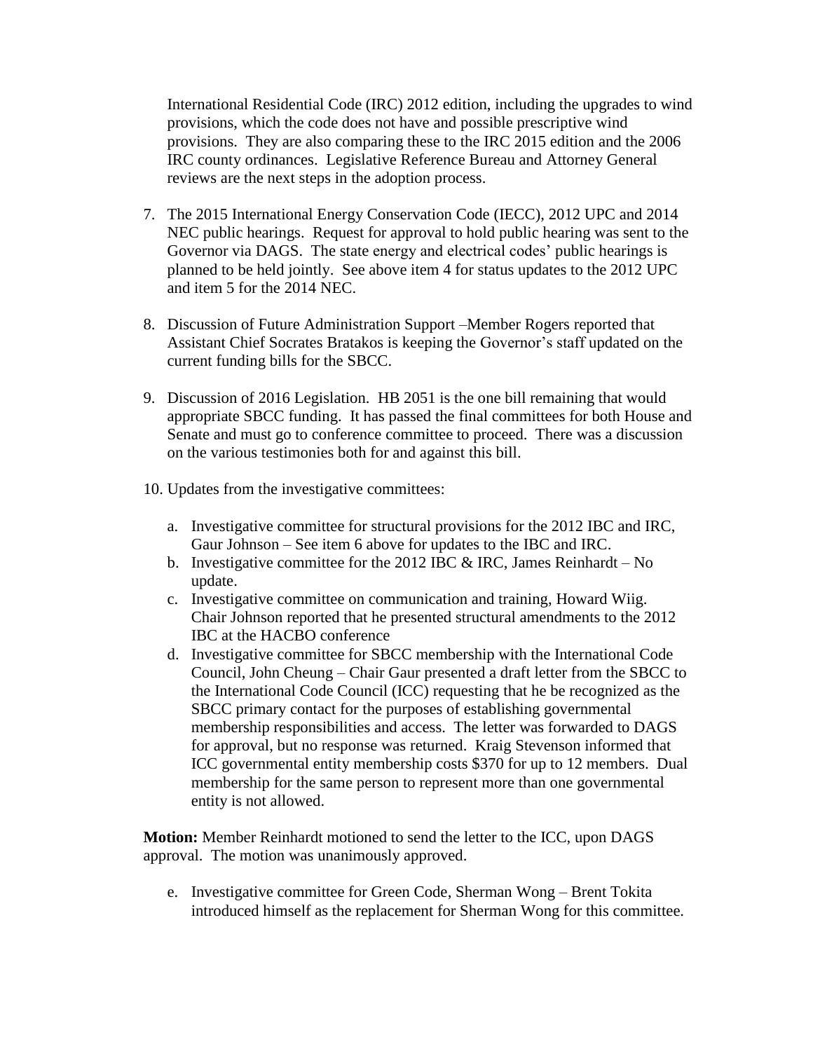International Residential Code (IRC) 2012 edition, including the upgrades to wind provisions, which the code does not have and possible prescriptive wind provisions. They are also comparing these to the IRC 2015 edition and the 2006 IRC county ordinances. Legislative Reference Bureau and Attorney General reviews are the next steps in the adoption process.

7. The 2015 International Energy Conservation Code (IECC), 2012 UPC and 2014 NEC public hearings. Request for approval to hold public hearing was sent to the Governor via DAGS. The state energy and electrical codes' public hearings is planned to be held jointly. See above item 4 for status updates to the 2012 UPC and item 5 for the 2014 NEC.

8. Discussion of Future Administration Support –Member Rogers reported that Assistant Chief Socrates Bratakos is keeping the Governor's staff updated on the current funding bills for the SBCC.

9. Discussion of 2016 Legislation. HB 2051 is the one bill remaining that would appropriate SBCC funding. It has passed the final committees for both House and Senate and must go to conference committee to proceed. There was a discussion on the various testimonies both for and against this bill.

10. Updates from the investigative committees:

    a. Investigative committee for structural provisions for the 2012 IBC and IRC, Gaur Johnson – See item 6 above for updates to the IBC and IRC.
    b. Investigative committee for the 2012 IBC & IRC, James Reinhardt – No update.
    c. Investigative committee on communication and training, Howard Wiig. Chair Johnson reported that he presented structural amendments to the 2012 IBC at the HACBO conference
    d. Investigative committee for SBCC membership with the International Code Council, John Cheung – Chair Gaur presented a draft letter from the SBCC to the International Code Council (ICC) requesting that he be recognized as the SBCC primary contact for the purposes of establishing governmental membership responsibilities and access. The letter was forwarded to DAGS for approval, but no response was returned. Kraig Stevenson informed that ICC governmental entity membership costs $370 for up to 12 members. Dual membership for the same person to represent more than one governmental entity is not allowed.

**Motion:** Member Reinhardt motioned to send the letter to the ICC, upon DAGS approval. The motion was unanimously approved.

    e. Investigative committee for Green Code, Sherman Wong – Brent Tokita introduced himself as the replacement for Sherman Wong for this committee.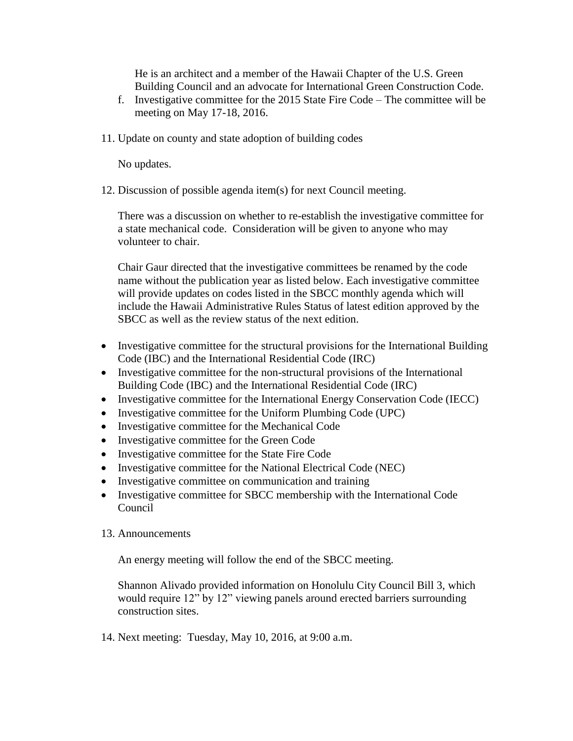He is an architect and a member of the Hawaii Chapter of the U.S. Green Building Council and an advocate for International Green Construction Code.

f. Investigative committee for the 2015 State Fire Code – The committee will be meeting on May 17-18, 2016.

11. Update on county and state adoption of building codes

    No updates.

12. Discussion of possible agenda item(s) for next Council meeting.

    There was a discussion on whether to re-establish the investigative committee for a state mechanical code. Consideration will be given to anyone who may volunteer to chair.

    Chair Gaur directed that the investigative committees be renamed by the code name without the publication year as listed below. Each investigative committee will provide updates on codes listed in the SBCC monthly agenda which will include the Hawaii Administrative Rules Status of latest edition approved by the SBCC as well as the review status of the next edition.

- Investigative committee for the structural provisions for the International Building Code (IBC) and the International Residential Code (IRC)
- Investigative committee for the non-structural provisions of the International Building Code (IBC) and the International Residential Code (IRC)
- Investigative committee for the International Energy Conservation Code (IECC)
- Investigative committee for the Uniform Plumbing Code (UPC)
- Investigative committee for the Mechanical Code
- Investigative committee for the Green Code
- Investigative committee for the State Fire Code
- Investigative committee for the National Electrical Code (NEC)
- Investigative committee on communication and training
- Investigative committee for SBCC membership with the International Code Council

13. Announcements

    An energy meeting will follow the end of the SBCC meeting.

    Shannon Alivado provided information on Honolulu City Council Bill 3, which would require 12” by 12” viewing panels around erected barriers surrounding construction sites.

14. Next meeting: Tuesday, May 10, 2016, at 9:00 a.m.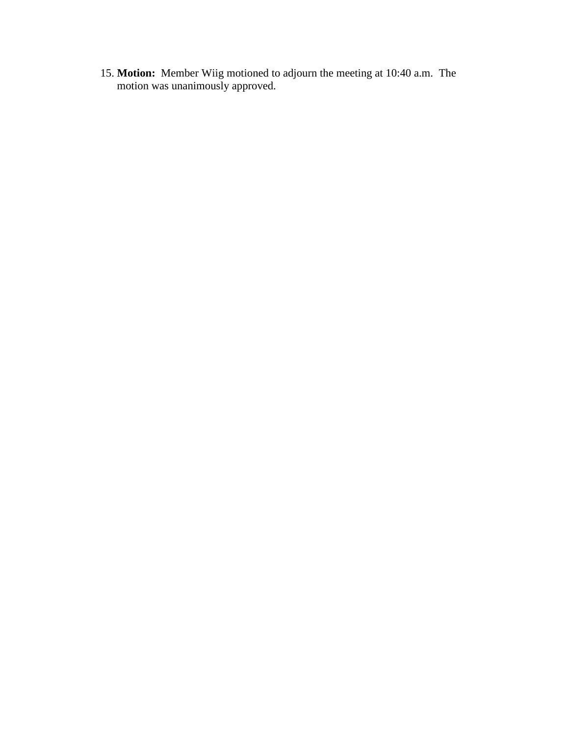15. **Motion:** Member Wiig motioned to adjourn the meeting at 10:40 a.m. The motion was unanimously approved.